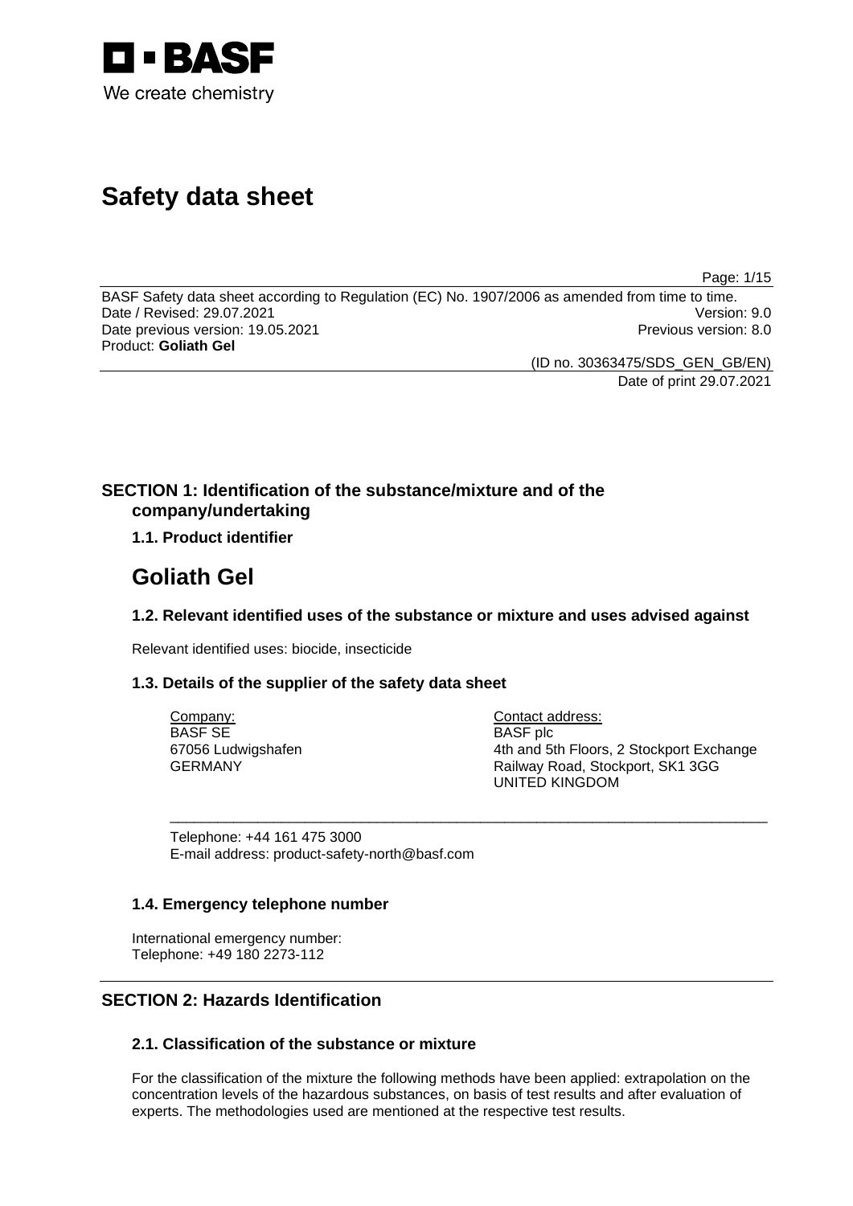BASF
We create chemistry

# Safety data sheet

BASF Safety data sheet according to Regulation (EC) No. 1907/2006 as amended from time to time.
Date / Revised: 29.07.2021 Version: 9.0
Date previous version: 19.05.2021 Previous version: 8.0
Product: **Goliath Gel**

(ID no. 30363475/SDS_GEN_GB/EN)
Date of print 29.07.2021

## SECTION 1: Identification of the substance/mixture and of the company/undertaking

### 1.1. Product identifier

# Goliath Gel

### 1.2. Relevant identified uses of the substance or mixture and uses advised against

Relevant identified uses: biocide, insecticide

### 1.3. Details of the supplier of the safety data sheet

Company:
BASF SE
67056 Ludwigshafen
GERMANY

Contact address:
BASF plc
4th and 5th Floors, 2 Stockport Exchange
Railway Road, Stockport, SK1 3GG
UNITED KINGDOM

Telephone: +44 161 475 3000
E-mail address: product-safety-north@basf.com

### 1.4. Emergency telephone number

International emergency number:
Telephone: +49 180 2273-112

## SECTION 2: Hazards Identification

### 2.1. Classification of the substance or mixture

For the classification of the mixture the following methods have been applied: extrapolation on the concentration levels of the hazardous substances, on basis of test results and after evaluation of experts. The methodologies used are mentioned at the respective test results.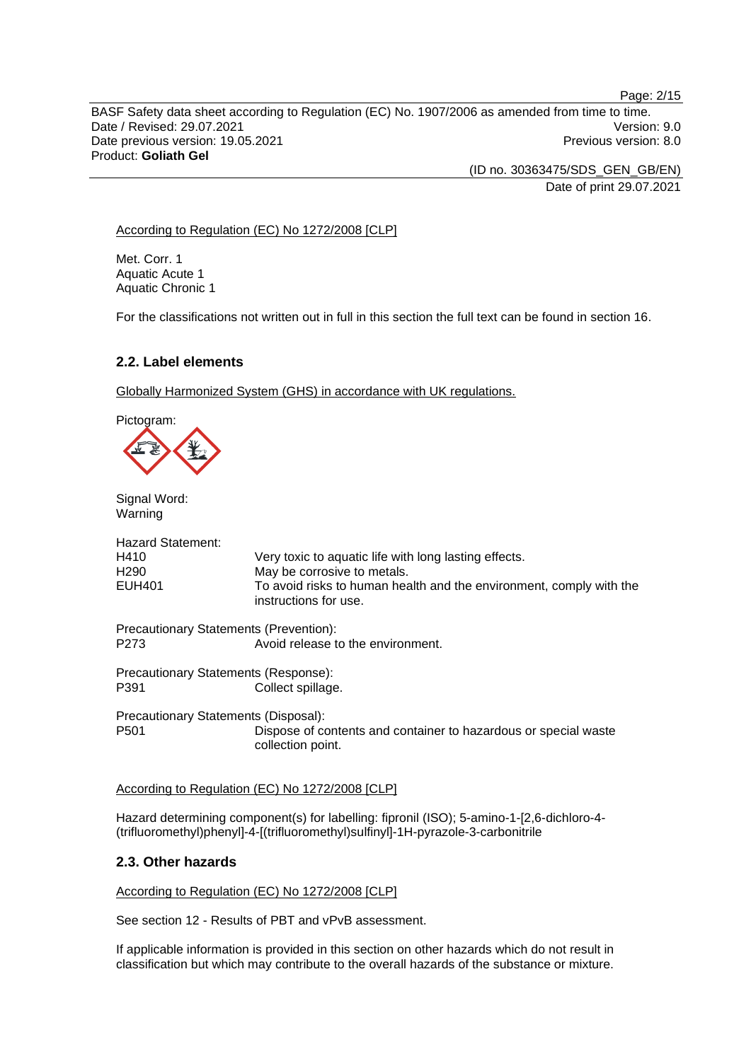According to Regulation (EC) No 1272/2008 [CLP]

Met. Corr. 1
Aquatic Acute 1
Aquatic Chronic 1

For the classifications not written out in full in this section the full text can be found in section 16.

## 2.2. Label elements

Globally Harmonized System (GHS) in accordance with UK regulations.

Pictogram:

Signal Word:
Warning

Hazard Statement:

| | |
|---|---|
| H410 | Very toxic to aquatic life with long lasting effects. |
| H290 | May be corrosive to metals. |
| EUH401 | To avoid risks to human health and the environment, comply with the instructions for use. |

Precautionary Statements (Prevention):

| | |
|---|---|
| P273 | Avoid release to the environment. |

Precautionary Statements (Response):

| | |
|---|---|
| P391 | Collect spillage. |

Precautionary Statements (Disposal):

| | |
|---|---|
| P501 | Dispose of contents and container to hazardous or special waste collection point. |

According to Regulation (EC) No 1272/2008 [CLP]

Hazard determining component(s) for labelling: fipronil (ISO); 5-amino-1-[2,6-dichloro-4-(trifluoromethyl)phenyl]-4-[(trifluoromethyl)sulfinyl]-1H-pyrazole-3-carbonitrile

## 2.3. Other hazards

According to Regulation (EC) No 1272/2008 [CLP]

See section 12 - Results of PBT and vPvB assessment.

If applicable information is provided in this section on other hazards which do not result in classification but which may contribute to the overall hazards of the substance or mixture.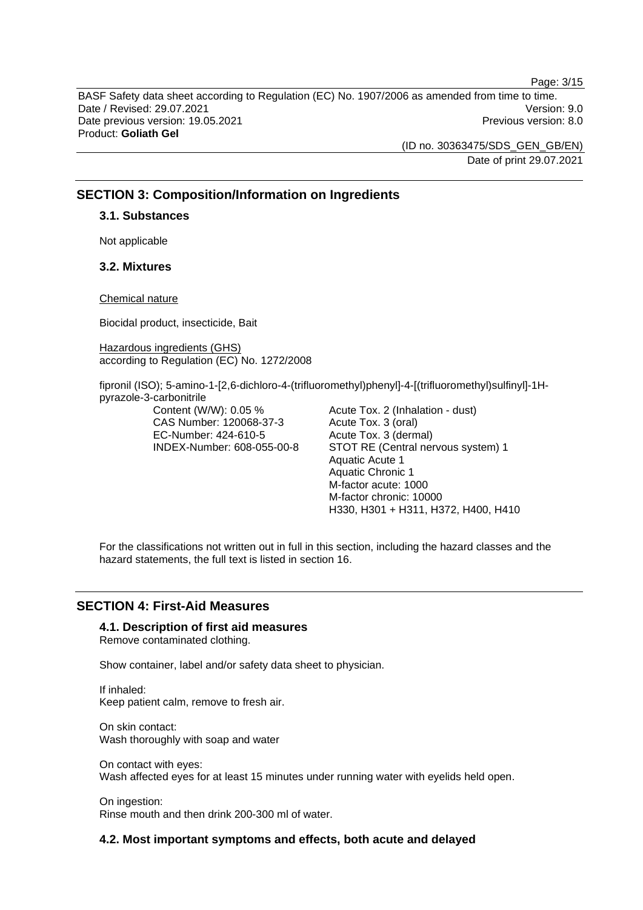## SECTION 3: Composition/Information on Ingredients

### 3.1. Substances

Not applicable

### 3.2. Mixtures

Chemical nature

Biocidal product, insecticide, Bait

Hazardous ingredients (GHS)
according to Regulation (EC) No. 1272/2008

fipronil (ISO); 5-amino-1-[2,6-dichloro-4-(trifluoromethyl)phenyl]-4-[(trifluoromethyl)sulfinyl]-1H-pyrazole-3-carbonitrile

| | |
|---|---|
| Content (W/W): 0.05 % | Acute Tox. 2 (Inhalation - dust) |
| CAS Number: 120068-37-3 | Acute Tox. 3 (oral) |
| EC-Number: 424-610-5 | Acute Tox. 3 (dermal) |
| INDEX-Number: 608-055-00-8 | STOT RE (Central nervous system) 1 |
| | Aquatic Acute 1 |
| | Aquatic Chronic 1 |
| | M-factor acute: 1000 |
| | M-factor chronic: 10000 |
| | H330, H301 + H311, H372, H400, H410 |

For the classifications not written out in full in this section, including the hazard classes and the hazard statements, the full text is listed in section 16.

## SECTION 4: First-Aid Measures

### 4.1. Description of first aid measures

Remove contaminated clothing.

Show container, label and/or safety data sheet to physician.

If inhaled:
Keep patient calm, remove to fresh air.

On skin contact:
Wash thoroughly with soap and water

On contact with eyes:
Wash affected eyes for at least 15 minutes under running water with eyelids held open.

On ingestion:
Rinse mouth and then drink 200-300 ml of water.

### 4.2. Most important symptoms and effects, both acute and delayed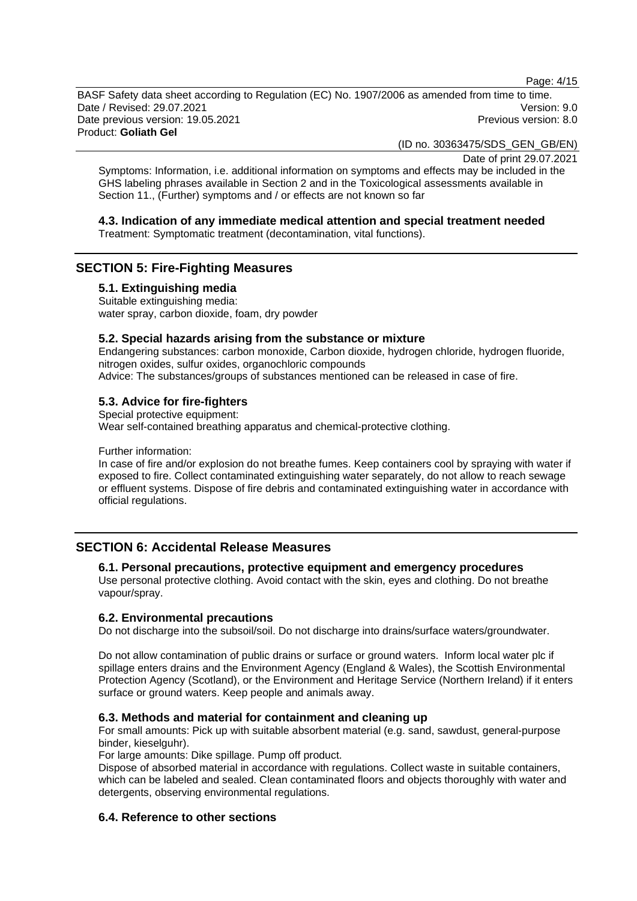Symptoms: Information, i.e. additional information on symptoms and effects may be included in the GHS labeling phrases available in Section 2 and in the Toxicological assessments available in Section 11., (Further) symptoms and / or effects are not known so far

### 4.3. Indication of any immediate medical attention and special treatment needed

Treatment: Symptomatic treatment (decontamination, vital functions).

## SECTION 5: Fire-Fighting Measures

### 5.1. Extinguishing media

Suitable extinguishing media:
water spray, carbon dioxide, foam, dry powder

### 5.2. Special hazards arising from the substance or mixture

Endangering substances: carbon monoxide, Carbon dioxide, hydrogen chloride, hydrogen fluoride, nitrogen oxides, sulfur oxides, organochloric compounds
Advice: The substances/groups of substances mentioned can be released in case of fire.

### 5.3. Advice for fire-fighters

Special protective equipment:
Wear self-contained breathing apparatus and chemical-protective clothing.

Further information:
In case of fire and/or explosion do not breathe fumes. Keep containers cool by spraying with water if exposed to fire. Collect contaminated extinguishing water separately, do not allow to reach sewage or effluent systems. Dispose of fire debris and contaminated extinguishing water in accordance with official regulations.

## SECTION 6: Accidental Release Measures

### 6.1. Personal precautions, protective equipment and emergency procedures

Use personal protective clothing. Avoid contact with the skin, eyes and clothing. Do not breathe vapour/spray.

### 6.2. Environmental precautions

Do not discharge into the subsoil/soil. Do not discharge into drains/surface waters/groundwater.

Do not allow contamination of public drains or surface or ground waters. Inform local water plc if spillage enters drains and the Environment Agency (England & Wales), the Scottish Environmental Protection Agency (Scotland), or the Environment and Heritage Service (Northern Ireland) if it enters surface or ground waters. Keep people and animals away.

### 6.3. Methods and material for containment and cleaning up

For small amounts: Pick up with suitable absorbent material (e.g. sand, sawdust, general-purpose binder, kieselguhr).
For large amounts: Dike spillage. Pump off product.
Dispose of absorbed material in accordance with regulations. Collect waste in suitable containers, which can be labeled and sealed. Clean contaminated floors and objects thoroughly with water and detergents, observing environmental regulations.

### 6.4. Reference to other sections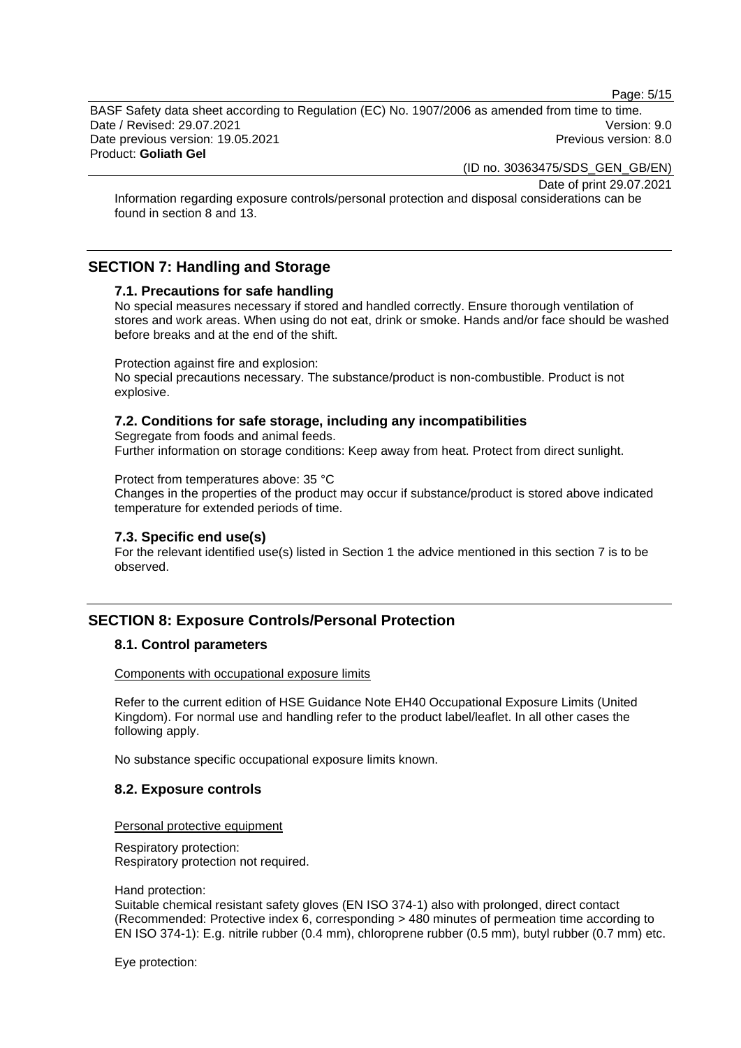Information regarding exposure controls/personal protection and disposal considerations can be found in section 8 and 13.

## SECTION 7: Handling and Storage

### 7.1. Precautions for safe handling

No special measures necessary if stored and handled correctly. Ensure thorough ventilation of stores and work areas. When using do not eat, drink or smoke. Hands and/or face should be washed before breaks and at the end of the shift.

Protection against fire and explosion:
No special precautions necessary. The substance/product is non-combustible. Product is not explosive.

### 7.2. Conditions for safe storage, including any incompatibilities

Segregate from foods and animal feeds.
Further information on storage conditions: Keep away from heat. Protect from direct sunlight.

Protect from temperatures above: 35 °C
Changes in the properties of the product may occur if substance/product is stored above indicated temperature for extended periods of time.

### 7.3. Specific end use(s)

For the relevant identified use(s) listed in Section 1 the advice mentioned in this section 7 is to be observed.

## SECTION 8: Exposure Controls/Personal Protection

### 8.1. Control parameters

Components with occupational exposure limits

Refer to the current edition of HSE Guidance Note EH40 Occupational Exposure Limits (United Kingdom). For normal use and handling refer to the product label/leaflet. In all other cases the following apply.

No substance specific occupational exposure limits known.

### 8.2. Exposure controls

Personal protective equipment

Respiratory protection:
Respiratory protection not required.

Hand protection:
Suitable chemical resistant safety gloves (EN ISO 374-1) also with prolonged, direct contact (Recommended: Protective index 6, corresponding > 480 minutes of permeation time according to EN ISO 374-1): E.g. nitrile rubber (0.4 mm), chloroprene rubber (0.5 mm), butyl rubber (0.7 mm) etc.

Eye protection: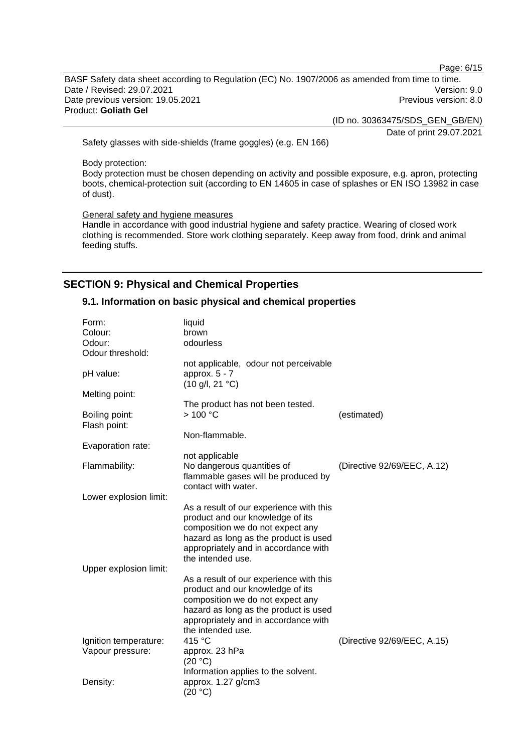Safety glasses with side-shields (frame goggles) (e.g. EN 166)

Body protection:
Body protection must be chosen depending on activity and possible exposure, e.g. apron, protecting boots, chemical-protection suit (according to EN 14605 in case of splashes or EN ISO 13982 in case of dust).

General safety and hygiene measures
Handle in accordance with good industrial hygiene and safety practice. Wearing of closed work clothing is recommended. Store work clothing separately. Keep away from food, drink and animal feeding stuffs.

## SECTION 9: Physical and Chemical Properties

### 9.1. Information on basic physical and chemical properties

| | | |
|---|---|---|
| Form: | liquid | |
| Colour: | brown | |
| Odour: | odourless | |
| Odour threshold: | not applicable, odour not perceivable | |
| pH value: | approx. 5 - 7 (10 g/l, 21 °C) | |
| Melting point: | The product has not been tested. | |
| Boiling point: | > 100 °C | (estimated) |
| Flash point: | Non-flammable. | |
| Evaporation rate: | not applicable | |
| Flammability: | No dangerous quantities of flammable gases will be produced by contact with water. | (Directive 92/69/EEC, A.12) |
| Lower explosion limit: | As a result of our experience with this product and our knowledge of its composition we do not expect any hazard as long as the product is used appropriately and in accordance with the intended use. | |
| Upper explosion limit: | As a result of our experience with this product and our knowledge of its composition we do not expect any hazard as long as the product is used appropriately and in accordance with the intended use. | |
| Ignition temperature: | 415 °C | (Directive 92/69/EEC, A.15) |
| Vapour pressure: | approx. 23 hPa (20 °C) Information applies to the solvent. | |
| Density: | approx. 1.27 g/cm3 (20 °C) | |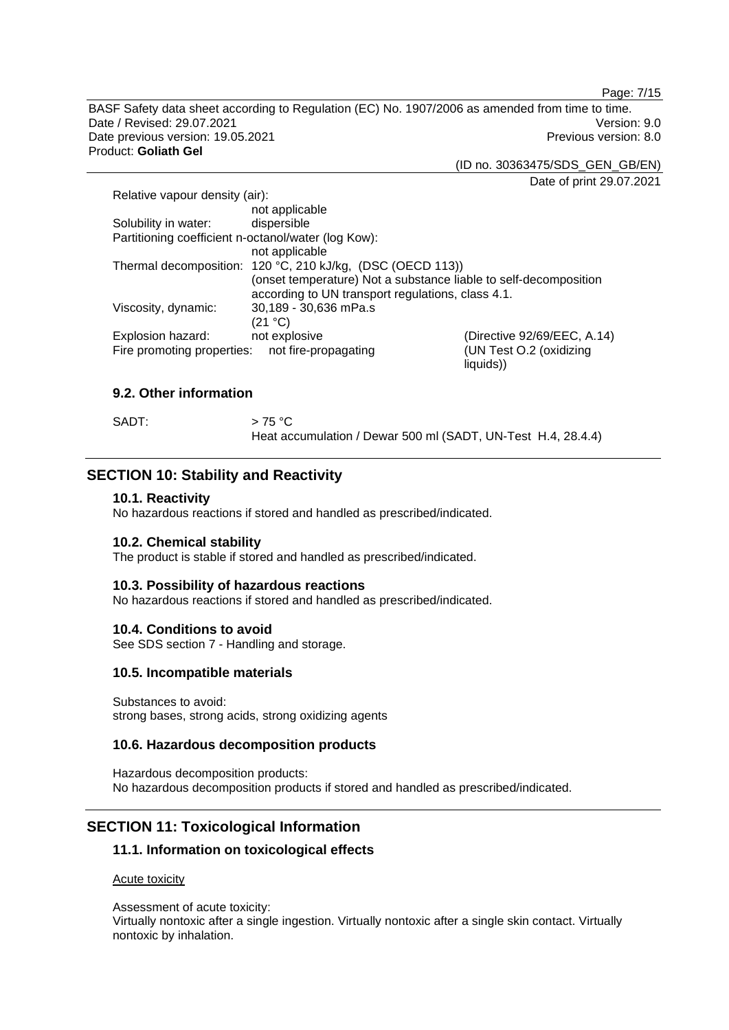Relative vapour density (air):

not applicable

Solubility in water: dispersible

Partitioning coefficient n-octanol/water (log Kow):

not applicable

Thermal decomposition: 120 °C, 210 kJ/kg, (DSC (OECD 113))
(onset temperature) Not a substance liable to self-decomposition according to UN transport regulations, class 4.1.

Viscosity, dynamic: 30,189 - 30,636 mPa.s
(21 °C)

Explosion hazard: not explosive (Directive 92/69/EEC, A.14)

Fire promoting properties: not fire-propagating (UN Test O.2 (oxidizing liquids))

### 9.2. Other information

SADT: > 75 °C
Heat accumulation / Dewar 500 ml (SADT, UN-Test H.4, 28.4.4)

## SECTION 10: Stability and Reactivity

### 10.1. Reactivity

No hazardous reactions if stored and handled as prescribed/indicated.

### 10.2. Chemical stability

The product is stable if stored and handled as prescribed/indicated.

### 10.3. Possibility of hazardous reactions

No hazardous reactions if stored and handled as prescribed/indicated.

### 10.4. Conditions to avoid

See SDS section 7 - Handling and storage.

### 10.5. Incompatible materials

Substances to avoid:
strong bases, strong acids, strong oxidizing agents

### 10.6. Hazardous decomposition products

Hazardous decomposition products:
No hazardous decomposition products if stored and handled as prescribed/indicated.

## SECTION 11: Toxicological Information

### 11.1. Information on toxicological effects

Acute toxicity

Assessment of acute toxicity:
Virtually nontoxic after a single ingestion. Virtually nontoxic after a single skin contact. Virtually nontoxic by inhalation.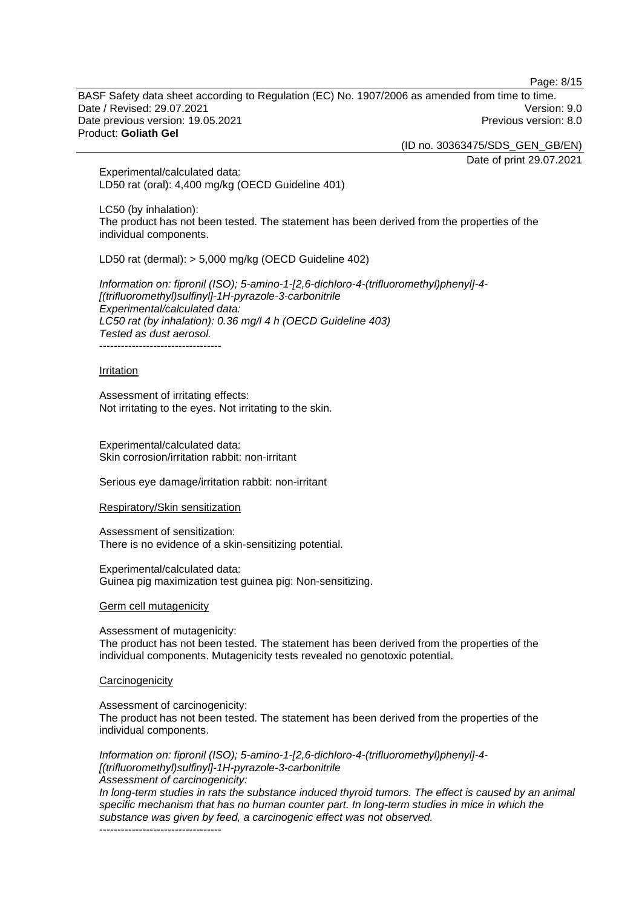Experimental/calculated data:
LD50 rat (oral): 4,400 mg/kg (OECD Guideline 401)

LC50 (by inhalation):
The product has not been tested. The statement has been derived from the properties of the individual components.

LD50 rat (dermal): > 5,000 mg/kg (OECD Guideline 402)

*Information on: fipronil (ISO); 5-amino-1-[2,6-dichloro-4-(trifluoromethyl)phenyl]-4-[(trifluoromethyl)sulfinyl]-1H-pyrazole-3-carbonitrile*
*Experimental/calculated data:*
*LC50 rat (by inhalation): 0.36 mg/l 4 h (OECD Guideline 403)*
*Tested as dust aerosol.*
----------------------------------

Irritation

Assessment of irritating effects:
Not irritating to the eyes. Not irritating to the skin.

Experimental/calculated data:
Skin corrosion/irritation rabbit: non-irritant

Serious eye damage/irritation rabbit: non-irritant

Respiratory/Skin sensitization

Assessment of sensitization:
There is no evidence of a skin-sensitizing potential.

Experimental/calculated data:
Guinea pig maximization test guinea pig: Non-sensitizing.

Germ cell mutagenicity

Assessment of mutagenicity:
The product has not been tested. The statement has been derived from the properties of the individual components. Mutagenicity tests revealed no genotoxic potential.

Carcinogenicity

Assessment of carcinogenicity:
The product has not been tested. The statement has been derived from the properties of the individual components.

*Information on: fipronil (ISO); 5-amino-1-[2,6-dichloro-4-(trifluoromethyl)phenyl]-4-[(trifluoromethyl)sulfinyl]-1H-pyrazole-3-carbonitrile*
*Assessment of carcinogenicity:*
*In long-term studies in rats the substance induced thyroid tumors. The effect is caused by an animal specific mechanism that has no human counter part. In long-term studies in mice in which the substance was given by feed, a carcinogenic effect was not observed.*
----------------------------------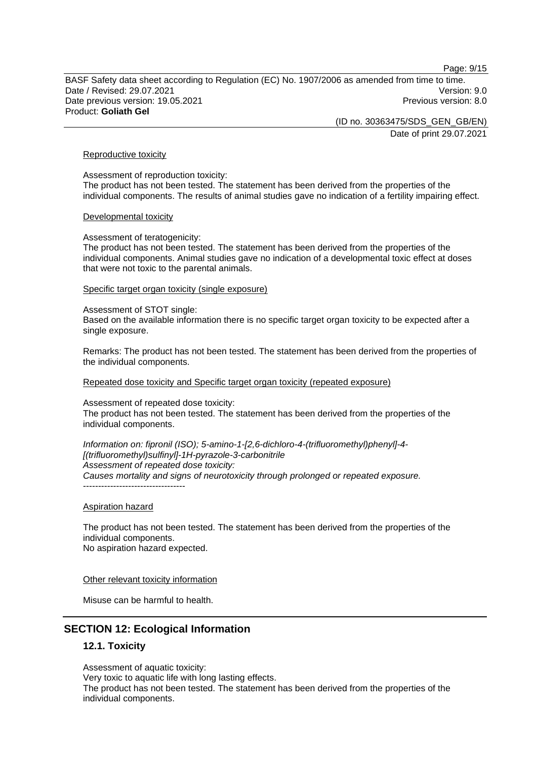Reproductive toxicity

Assessment of reproduction toxicity:
The product has not been tested. The statement has been derived from the properties of the individual components. The results of animal studies gave no indication of a fertility impairing effect.

Developmental toxicity

Assessment of teratogenicity:
The product has not been tested. The statement has been derived from the properties of the individual components. Animal studies gave no indication of a developmental toxic effect at doses that were not toxic to the parental animals.

Specific target organ toxicity (single exposure)

Assessment of STOT single:
Based on the available information there is no specific target organ toxicity to be expected after a single exposure.

Remarks: The product has not been tested. The statement has been derived from the properties of the individual components.

Repeated dose toxicity and Specific target organ toxicity (repeated exposure)

Assessment of repeated dose toxicity:
The product has not been tested. The statement has been derived from the properties of the individual components.

*Information on: fipronil (ISO); 5-amino-1-[2,6-dichloro-4-(trifluoromethyl)phenyl]-4-[(trifluoromethyl)sulfinyl]-1H-pyrazole-3-carbonitrile*
*Assessment of repeated dose toxicity:*
*Causes mortality and signs of neurotoxicity through prolonged or repeated exposure.*
----------------------------------

Aspiration hazard

The product has not been tested. The statement has been derived from the properties of the individual components.
No aspiration hazard expected.

Other relevant toxicity information

Misuse can be harmful to health.

## SECTION 12: Ecological Information

### 12.1. Toxicity

Assessment of aquatic toxicity:
Very toxic to aquatic life with long lasting effects.
The product has not been tested. The statement has been derived from the properties of the individual components.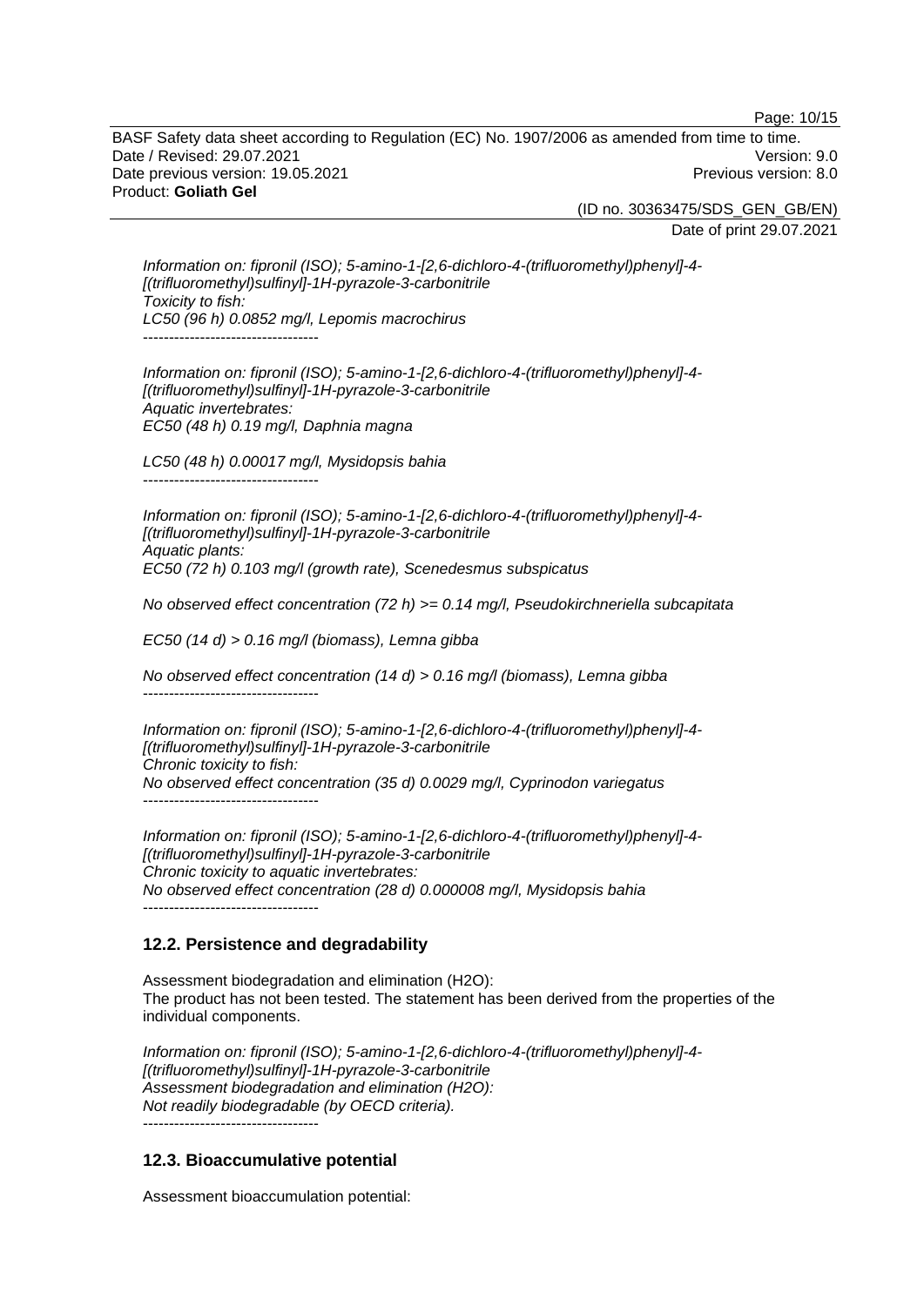*Information on: fipronil (ISO); 5-amino-1-[2,6-dichloro-4-(trifluoromethyl)phenyl]-4-[(trifluoromethyl)sulfinyl]-1H-pyrazole-3-carbonitrile*
*Toxicity to fish:*
*LC50 (96 h) 0.0852 mg/l, Lepomis macrochirus*
*----------------------------------*

*Information on: fipronil (ISO); 5-amino-1-[2,6-dichloro-4-(trifluoromethyl)phenyl]-4-[(trifluoromethyl)sulfinyl]-1H-pyrazole-3-carbonitrile*
*Aquatic invertebrates:*
*EC50 (48 h) 0.19 mg/l, Daphnia magna*

*LC50 (48 h) 0.00017 mg/l, Mysidopsis bahia*
*----------------------------------*

*Information on: fipronil (ISO); 5-amino-1-[2,6-dichloro-4-(trifluoromethyl)phenyl]-4-[(trifluoromethyl)sulfinyl]-1H-pyrazole-3-carbonitrile*
*Aquatic plants:*
*EC50 (72 h) 0.103 mg/l (growth rate), Scenedesmus subspicatus*

*No observed effect concentration (72 h) >= 0.14 mg/l, Pseudokirchneriella subcapitata*

*EC50 (14 d) > 0.16 mg/l (biomass), Lemna gibba*

*No observed effect concentration (14 d) > 0.16 mg/l (biomass), Lemna gibba*
*----------------------------------*

*Information on: fipronil (ISO); 5-amino-1-[2,6-dichloro-4-(trifluoromethyl)phenyl]-4-[(trifluoromethyl)sulfinyl]-1H-pyrazole-3-carbonitrile*
*Chronic toxicity to fish:*
*No observed effect concentration (35 d) 0.0029 mg/l, Cyprinodon variegatus*
*----------------------------------*

*Information on: fipronil (ISO); 5-amino-1-[2,6-dichloro-4-(trifluoromethyl)phenyl]-4-[(trifluoromethyl)sulfinyl]-1H-pyrazole-3-carbonitrile*
*Chronic toxicity to aquatic invertebrates:*
*No observed effect concentration (28 d) 0.000008 mg/l, Mysidopsis bahia*
*----------------------------------*

## 12.2. Persistence and degradability

Assessment biodegradation and elimination (H2O):
The product has not been tested. The statement has been derived from the properties of the individual components.

*Information on: fipronil (ISO); 5-amino-1-[2,6-dichloro-4-(trifluoromethyl)phenyl]-4-[(trifluoromethyl)sulfinyl]-1H-pyrazole-3-carbonitrile*
*Assessment biodegradation and elimination (H2O):*
*Not readily biodegradable (by OECD criteria).*
*----------------------------------*

## 12.3. Bioaccumulative potential

Assessment bioaccumulation potential: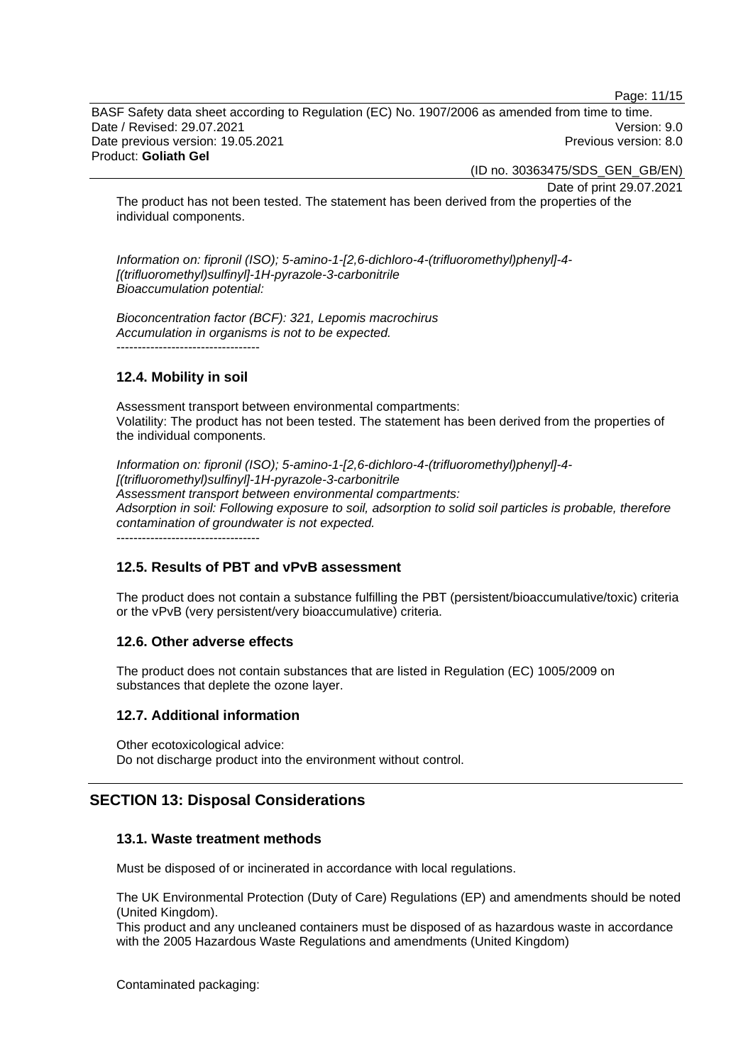The product has not been tested. The statement has been derived from the properties of the individual components.

*Information on: fipronil (ISO); 5-amino-1-[2,6-dichloro-4-(trifluoromethyl)phenyl]-4-[(trifluoromethyl)sulfinyl]-1H-pyrazole-3-carbonitrile*
*Bioaccumulation potential:*

*Bioconcentration factor (BCF): 321, Lepomis macrochirus*
*Accumulation in organisms is not to be expected.*
----------------------------------

### 12.4. Mobility in soil

Assessment transport between environmental compartments:
Volatility: The product has not been tested. The statement has been derived from the properties of the individual components.

*Information on: fipronil (ISO); 5-amino-1-[2,6-dichloro-4-(trifluoromethyl)phenyl]-4-[(trifluoromethyl)sulfinyl]-1H-pyrazole-3-carbonitrile*
*Assessment transport between environmental compartments:*
*Adsorption in soil: Following exposure to soil, adsorption to solid soil particles is probable, therefore contamination of groundwater is not expected.*
----------------------------------

### 12.5. Results of PBT and vPvB assessment

The product does not contain a substance fulfilling the PBT (persistent/bioaccumulative/toxic) criteria or the vPvB (very persistent/very bioaccumulative) criteria.

### 12.6. Other adverse effects

The product does not contain substances that are listed in Regulation (EC) 1005/2009 on substances that deplete the ozone layer.

### 12.7. Additional information

Other ecotoxicological advice:
Do not discharge product into the environment without control.

## SECTION 13: Disposal Considerations

### 13.1. Waste treatment methods

Must be disposed of or incinerated in accordance with local regulations.

The UK Environmental Protection (Duty of Care) Regulations (EP) and amendments should be noted (United Kingdom).
This product and any uncleaned containers must be disposed of as hazardous waste in accordance with the 2005 Hazardous Waste Regulations and amendments (United Kingdom)

Contaminated packaging: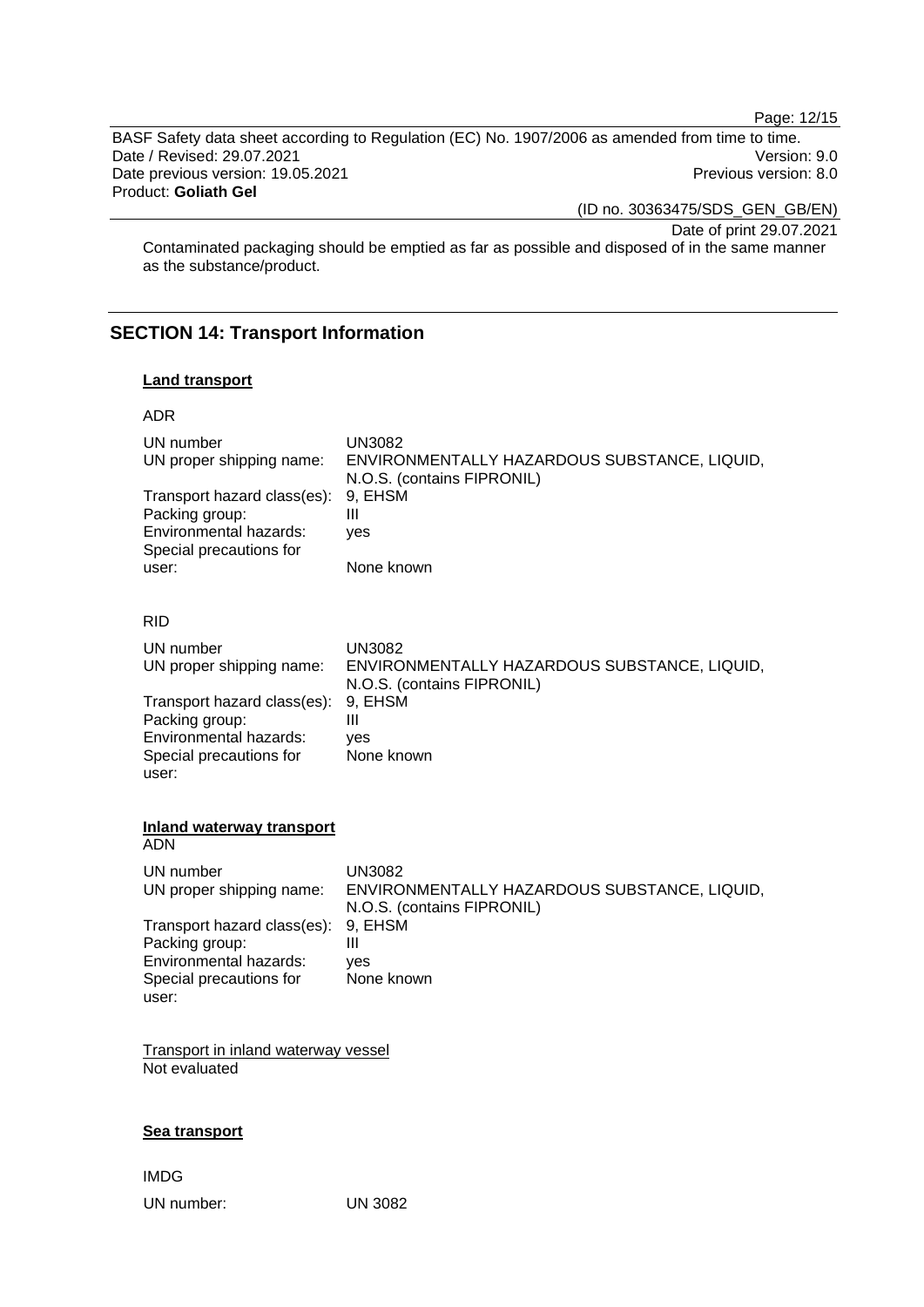Contaminated packaging should be emptied as far as possible and disposed of in the same manner as the substance/product.

## SECTION 14: Transport Information

**Land transport**

ADR

| | |
|---|---|
| UN number | UN3082 |
| UN proper shipping name: | ENVIRONMENTALLY HAZARDOUS SUBSTANCE, LIQUID, N.O.S. (contains FIPRONIL) |
| Transport hazard class(es): | 9, EHSM |
| Packing group: | III |
| Environmental hazards: | yes |
| Special precautions for user: | None known |

RID

| | |
|---|---|
| UN number | UN3082 |
| UN proper shipping name: | ENVIRONMENTALLY HAZARDOUS SUBSTANCE, LIQUID, N.O.S. (contains FIPRONIL) |
| Transport hazard class(es): | 9, EHSM |
| Packing group: | III |
| Environmental hazards: | yes |
| Special precautions for user: | None known |

**Inland waterway transport**

ADN

| | |
|---|---|
| UN number | UN3082 |
| UN proper shipping name: | ENVIRONMENTALLY HAZARDOUS SUBSTANCE, LIQUID, N.O.S. (contains FIPRONIL) |
| Transport hazard class(es): | 9, EHSM |
| Packing group: | III |
| Environmental hazards: | yes |
| Special precautions for user: | None known |

Transport in inland waterway vessel

Not evaluated

**Sea transport**

IMDG

UN number: UN 3082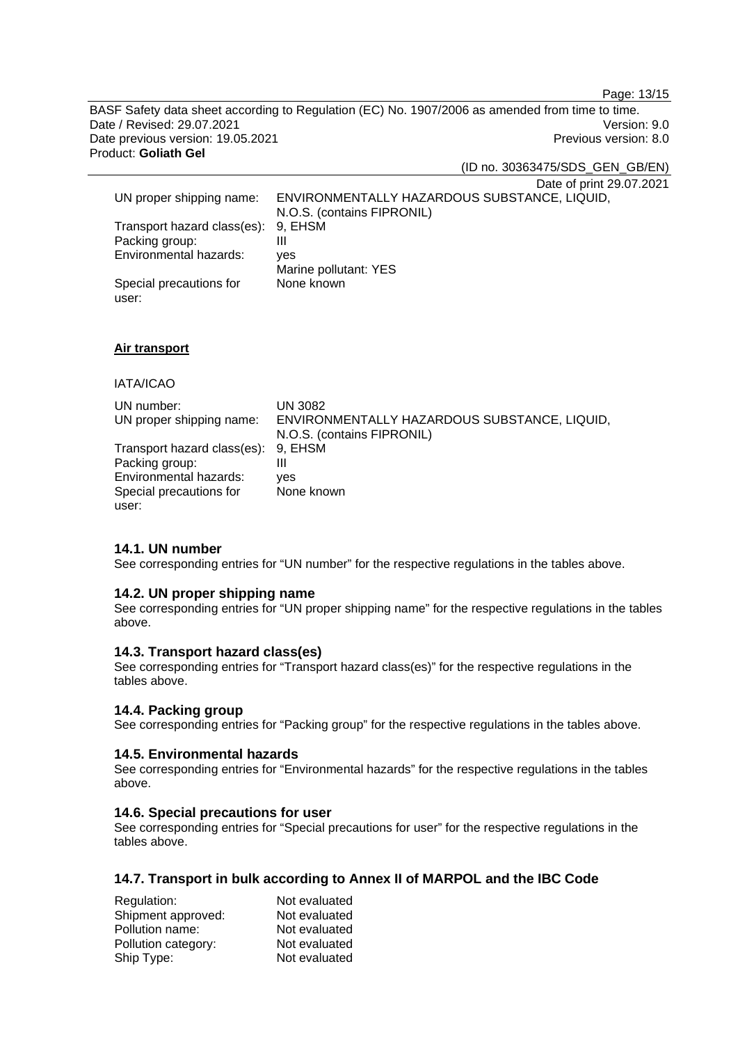| | |
|---|---|
| UN proper shipping name: | ENVIRONMENTALLY HAZARDOUS SUBSTANCE, LIQUID, N.O.S. (contains FIPRONIL) |
| Transport hazard class(es): | 9, EHSM |
| Packing group: | III |
| Environmental hazards: | yes<br>Marine pollutant: YES |
| Special precautions for user: | None known |

**Air transport**

IATA/ICAO

| | |
|---|---|
| UN number: | UN 3082 |
| UN proper shipping name: | ENVIRONMENTALLY HAZARDOUS SUBSTANCE, LIQUID, N.O.S. (contains FIPRONIL) |
| Transport hazard class(es): | 9, EHSM |
| Packing group: | III |
| Environmental hazards: | yes |
| Special precautions for user: | None known |

### 14.1. UN number

See corresponding entries for “UN number” for the respective regulations in the tables above.

### 14.2. UN proper shipping name

See corresponding entries for “UN proper shipping name” for the respective regulations in the tables above.

### 14.3. Transport hazard class(es)

See corresponding entries for “Transport hazard class(es)” for the respective regulations in the tables above.

### 14.4. Packing group

See corresponding entries for “Packing group” for the respective regulations in the tables above.

### 14.5. Environmental hazards

See corresponding entries for “Environmental hazards” for the respective regulations in the tables above.

### 14.6. Special precautions for user

See corresponding entries for “Special precautions for user” for the respective regulations in the tables above.

### 14.7. Transport in bulk according to Annex II of MARPOL and the IBC Code

| | |
|---|---|
| Regulation: | Not evaluated |
| Shipment approved: | Not evaluated |
| Pollution name: | Not evaluated |
| Pollution category: | Not evaluated |
| Ship Type: | Not evaluated |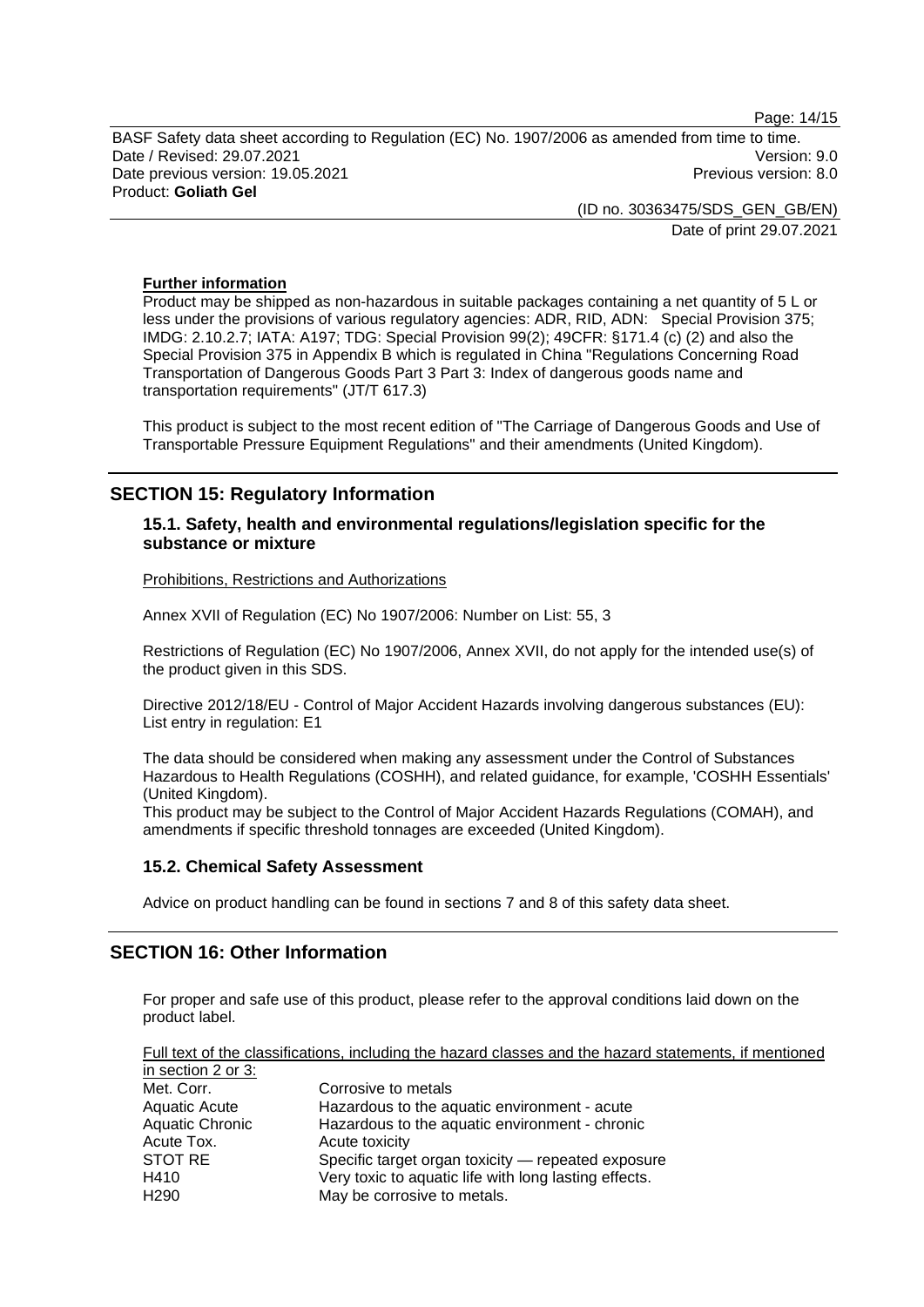**Further information**

Product may be shipped as non-hazardous in suitable packages containing a net quantity of 5 L or less under the provisions of various regulatory agencies: ADR, RID, ADN: Special Provision 375; IMDG: 2.10.2.7; IATA: A197; TDG: Special Provision 99(2); 49CFR: §171.4 (c) (2) and also the Special Provision 375 in Appendix B which is regulated in China "Regulations Concerning Road Transportation of Dangerous Goods Part 3 Part 3: Index of dangerous goods name and transportation requirements" (JT/T 617.3)

This product is subject to the most recent edition of "The Carriage of Dangerous Goods and Use of Transportable Pressure Equipment Regulations" and their amendments (United Kingdom).

## SECTION 15: Regulatory Information

### 15.1. Safety, health and environmental regulations/legislation specific for the substance or mixture

Prohibitions, Restrictions and Authorizations

Annex XVII of Regulation (EC) No 1907/2006: Number on List: 55, 3

Restrictions of Regulation (EC) No 1907/2006, Annex XVII, do not apply for the intended use(s) of the product given in this SDS.

Directive 2012/18/EU - Control of Major Accident Hazards involving dangerous substances (EU): List entry in regulation: E1

The data should be considered when making any assessment under the Control of Substances Hazardous to Health Regulations (COSHH), and related guidance, for example, 'COSHH Essentials' (United Kingdom).
This product may be subject to the Control of Major Accident Hazards Regulations (COMAH), and amendments if specific threshold tonnages are exceeded (United Kingdom).

### 15.2. Chemical Safety Assessment

Advice on product handling can be found in sections 7 and 8 of this safety data sheet.

## SECTION 16: Other Information

For proper and safe use of this product, please refer to the approval conditions laid down on the product label.

Full text of the classifications, including the hazard classes and the hazard statements, if mentioned in section 2 or 3:

| | |
|---|---|
| Met. Corr. | Corrosive to metals |
| Aquatic Acute | Hazardous to the aquatic environment - acute |
| Aquatic Chronic | Hazardous to the aquatic environment - chronic |
| Acute Tox. | Acute toxicity |
| STOT RE | Specific target organ toxicity — repeated exposure |
| H410 | Very toxic to aquatic life with long lasting effects. |
| H290 | May be corrosive to metals. |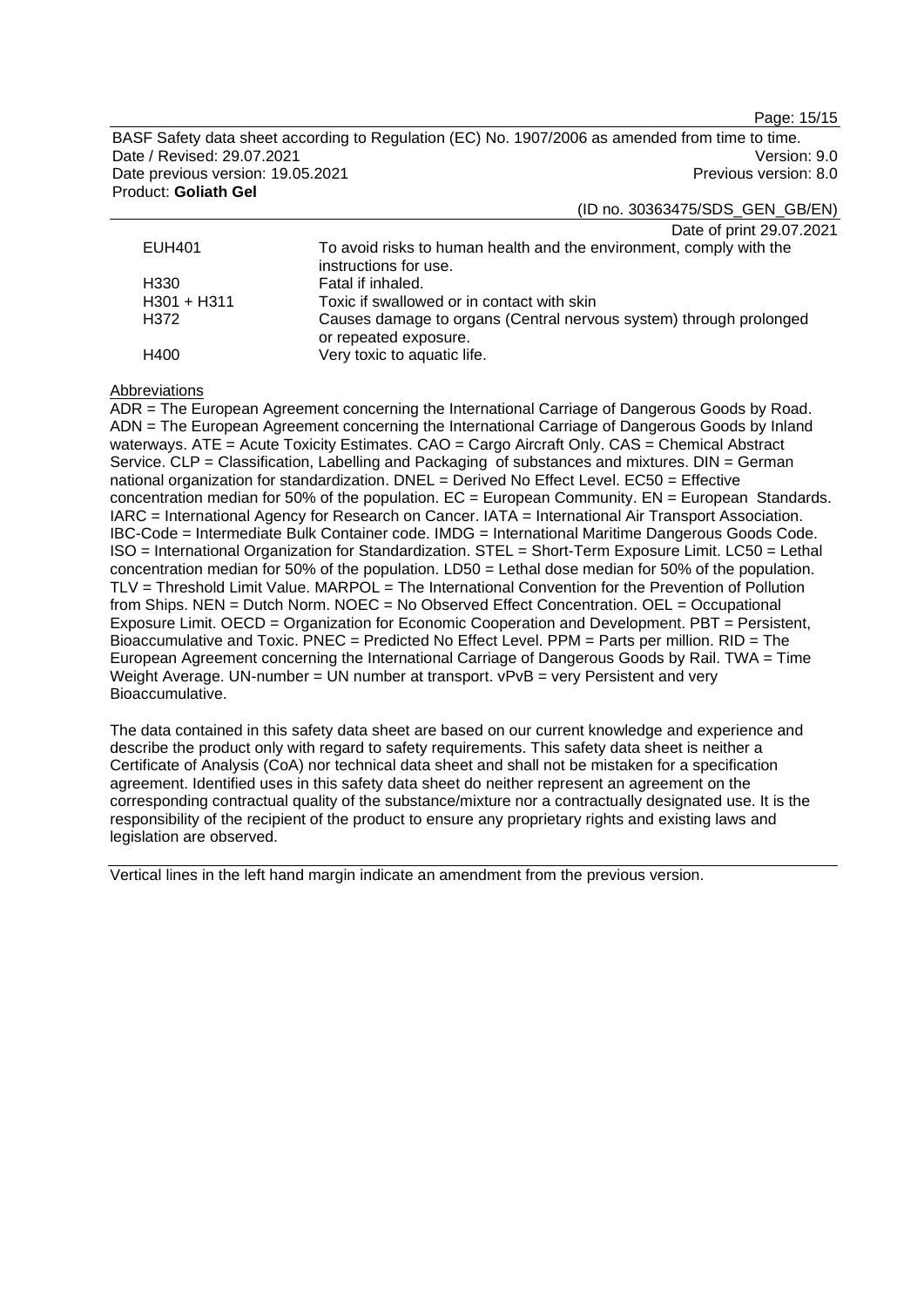| | |
|---|---|
| EUH401 | To avoid risks to human health and the environment, comply with the instructions for use. |
| H330 | Fatal if inhaled. |
| H301 + H311 | Toxic if swallowed or in contact with skin |
| H372 | Causes damage to organs (Central nervous system) through prolonged or repeated exposure. |
| H400 | Very toxic to aquatic life. |

Abbreviations

ADR = The European Agreement concerning the International Carriage of Dangerous Goods by Road. ADN = The European Agreement concerning the International Carriage of Dangerous Goods by Inland waterways. ATE = Acute Toxicity Estimates. CAO = Cargo Aircraft Only. CAS = Chemical Abstract Service. CLP = Classification, Labelling and Packaging of substances and mixtures. DIN = German national organization for standardization. DNEL = Derived No Effect Level. EC50 = Effective concentration median for 50% of the population. EC = European Community. EN = European Standards. IARC = International Agency for Research on Cancer. IATA = International Air Transport Association. IBC-Code = Intermediate Bulk Container code. IMDG = International Maritime Dangerous Goods Code. ISO = International Organization for Standardization. STEL = Short-Term Exposure Limit. LC50 = Lethal concentration median for 50% of the population. LD50 = Lethal dose median for 50% of the population. TLV = Threshold Limit Value. MARPOL = The International Convention for the Prevention of Pollution from Ships. NEN = Dutch Norm. NOEC = No Observed Effect Concentration. OEL = Occupational Exposure Limit. OECD = Organization for Economic Cooperation and Development. PBT = Persistent, Bioaccumulative and Toxic. PNEC = Predicted No Effect Level. PPM = Parts per million. RID = The European Agreement concerning the International Carriage of Dangerous Goods by Rail. TWA = Time Weight Average. UN-number = UN number at transport. vPvB = very Persistent and very Bioaccumulative.

The data contained in this safety data sheet are based on our current knowledge and experience and describe the product only with regard to safety requirements. This safety data sheet is neither a Certificate of Analysis (CoA) nor technical data sheet and shall not be mistaken for a specification agreement. Identified uses in this safety data sheet do neither represent an agreement on the corresponding contractual quality of the substance/mixture nor a contractually designated use. It is the responsibility of the recipient of the product to ensure any proprietary rights and existing laws and legislation are observed.

---

Vertical lines in the left hand margin indicate an amendment from the previous version.